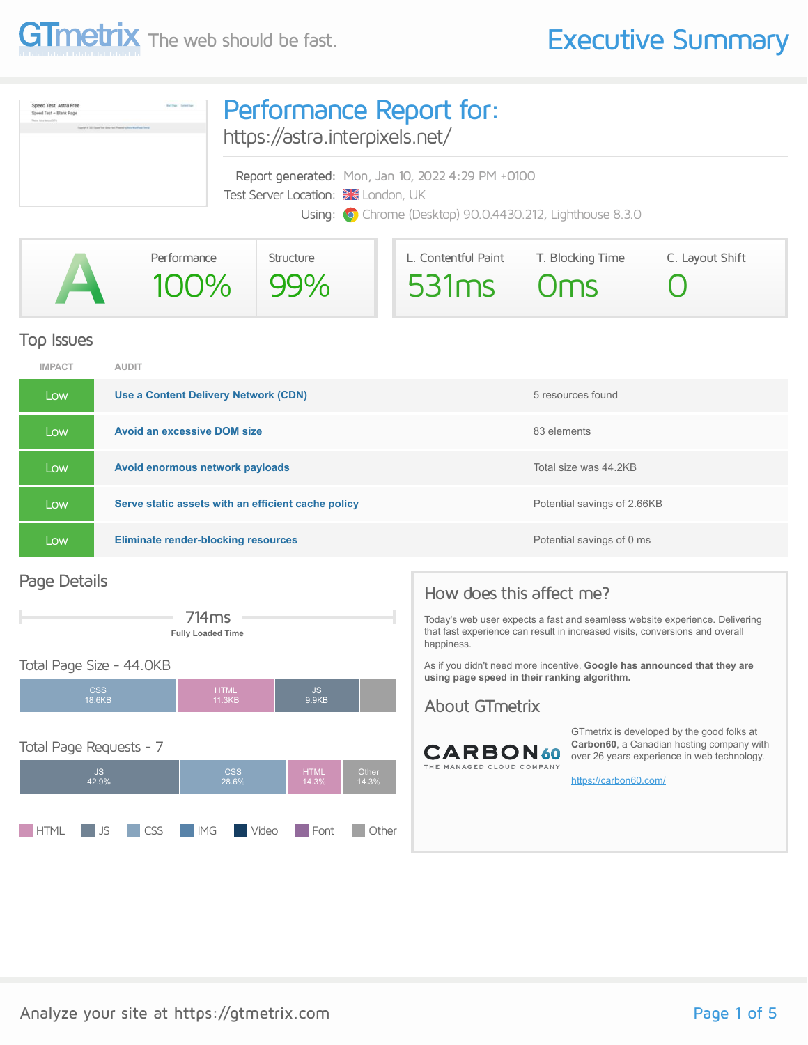# GTmetrix — The web should be fast.

# Executive Summary

## Performance Report for:

https://astra.interpixels.net/

Report generated: Mon, Jan 10, 2022 4:29 PM +0100

Test Server Location: London, UK

Using: Chrome (Desktop) 90.0.4430.212, Lighthouse 8.3.0

| GTmetrix Grade | Performance | Structure |
|---|---|---|
| A | 100% | 99% |

| L. Contentful Paint | T. Blocking Time | C. Layout Shift |
|---|---|---|
| 531ms | 0ms | 0 |

## Top Issues

| IMPACT | AUDIT | |
|---|---|---|
| Low | **Use a Content Delivery Network (CDN)** | 5 resources found |
| Low | **Avoid an excessive DOM size** | 83 elements |
| Low | **Avoid enormous network payloads** | Total size was 44.2KB |
| Low | **Serve static assets with an efficient cache policy** | Potential savings of 2.66KB |
| Low | **Eliminate render-blocking resources** | Potential savings of 0 ms |

## Page Details

714ms
Fully Loaded Time

### Total Page Size - 44.0KB

| CSS | HTML | JS | Other |
|---|---|---|---|
| 18.6KB | 11.3KB | 9.9KB | |

### Total Page Requests - 7

| JS | CSS | HTML | Other |
|---|---|---|---|
| 42.9% | 28.6% | 14.3% | 14.3% |

Legend: HTML, JS, CSS, IMG, Video, Font, Other

## How does this affect me?

Today's web user expects a fast and seamless website experience. Delivering that fast experience can result in increased visits, conversions and overall happiness.

As if you didn't need more incentive, **Google has announced that they are using page speed in their ranking algorithm.**

## About GTmetrix

CARBON60 — THE MANAGED CLOUD COMPANY

GTmetrix is developed by the good folks at **Carbon60**, a Canadian hosting company with over 26 years experience in web technology.

https://carbon60.com/

Analyze your site at https://gtmetrix.com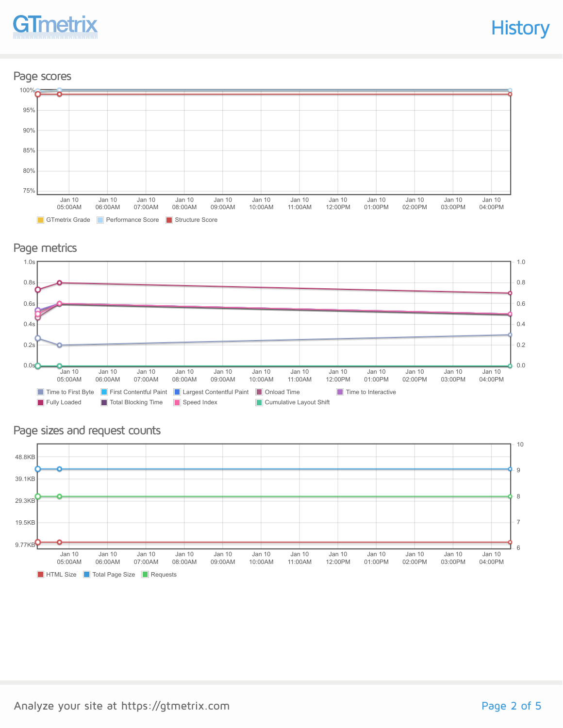## History

### Page scores

100%
95%
90%
85%
80%
75%

Jan 10 05:00AM | Jan 10 06:00AM | Jan 10 07:00AM | Jan 10 08:00AM | Jan 10 09:00AM | Jan 10 10:00AM | Jan 10 11:00AM | Jan 10 12:00PM | Jan 10 01:00PM | Jan 10 02:00PM | Jan 10 03:00PM | Jan 10 04:00PM

GTmetrix Grade | Performance Score | Structure Score

### Page metrics

1.0s | 0.8s | 0.6s | 0.4s | 0.2s | 0.0s

1.0 | 0.8 | 0.6 | 0.4 | 0.2 | 0.0

Jan 10 05:00AM | Jan 10 06:00AM | Jan 10 07:00AM | Jan 10 08:00AM | Jan 10 09:00AM | Jan 10 10:00AM | Jan 10 11:00AM | Jan 10 12:00PM | Jan 10 01:00PM | Jan 10 02:00PM | Jan 10 03:00PM | Jan 10 04:00PM

Time to First Byte | First Contentful Paint | Largest Contentful Paint | Onload Time | Time to Interactive | Fully Loaded | Total Blocking Time | Speed Index | Cumulative Layout Shift

### Page sizes and request counts

48.8KB | 39.1KB | 29.3KB | 19.5KB | 9.77KB

10 | 9 | 8 | 7 | 6

Jan 10 05:00AM | Jan 10 06:00AM | Jan 10 07:00AM | Jan 10 08:00AM | Jan 10 09:00AM | Jan 10 10:00AM | Jan 10 11:00AM | Jan 10 12:00PM | Jan 10 01:00PM | Jan 10 02:00PM | Jan 10 03:00PM | Jan 10 04:00PM

HTML Size | Total Page Size | Requests

Analyze your site at https://gtmetrix.com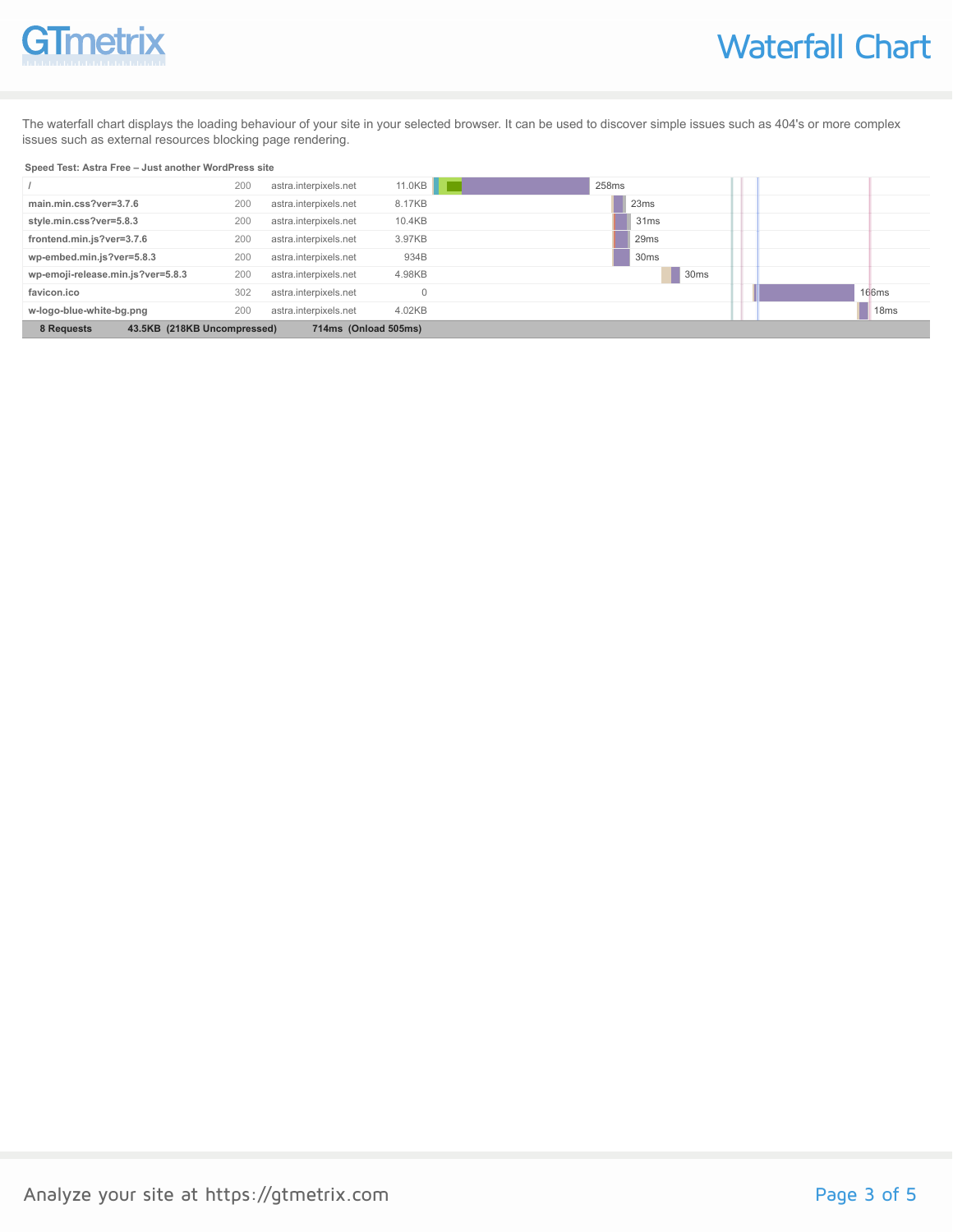# Waterfall Chart

The waterfall chart displays the loading behaviour of your site in your selected browser. It can be used to discover simple issues such as 404's or more complex issues such as external resources blocking page rendering.

**Speed Test: Astra Free – Just another WordPress site**

| Request | Status | Domain | Size | Time |
|---|---|---|---|---|
| / | 200 | astra.interpixels.net | 11.0KB | 258ms |
| **main.min.css?ver=3.7.6** | 200 | astra.interpixels.net | 8.17KB | 23ms |
| **style.min.css?ver=5.8.3** | 200 | astra.interpixels.net | 10.4KB | 31ms |
| **frontend.min.js?ver=3.7.6** | 200 | astra.interpixels.net | 3.97KB | 29ms |
| **wp-embed.min.js?ver=5.8.3** | 200 | astra.interpixels.net | 934B | 30ms |
| **wp-emoji-release.min.js?ver=5.8.3** | 200 | astra.interpixels.net | 4.98KB | 30ms |
| **favicon.ico** | 302 | astra.interpixels.net | 0 | 166ms |
| **w-logo-blue-white-bg.png** | 200 | astra.interpixels.net | 4.02KB | 18ms |
| **8 Requests** | | **43.5KB (218KB Uncompressed)** | | **714ms (Onload 505ms)** |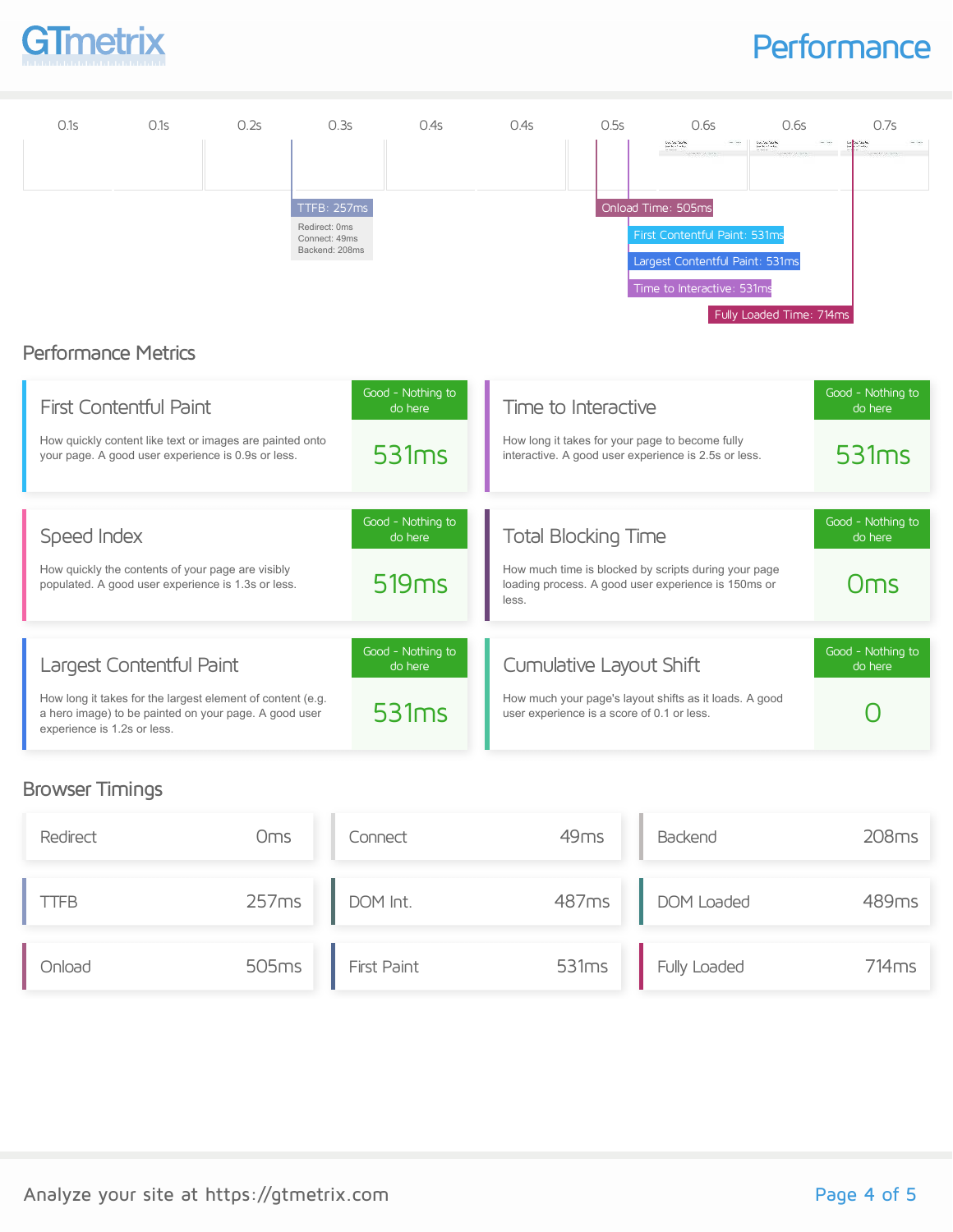# Performance

| 0.1s | 0.1s | 0.2s | 0.3s | 0.4s | 0.4s | 0.5s | 0.6s | 0.6s | 0.7s |
|---|---|---|---|---|---|---|---|---|---|

TTFB: 257ms
Redirect: 0ms
Connect: 49ms
Backend: 208ms

Onload Time: 505ms

First Contentful Paint: 531ms

Largest Contentful Paint: 531ms

Time to Interactive: 531ms

Fully Loaded Time: 714ms

## Performance Metrics

### First Contentful Paint

Good - Nothing to do here

How quickly content like text or images are painted onto your page. A good user experience is 0.9s or less.

**531ms**

### Time to Interactive

Good - Nothing to do here

How long it takes for your page to become fully interactive. A good user experience is 2.5s or less.

**531ms**

### Speed Index

Good - Nothing to do here

How quickly the contents of your page are visibly populated. A good user experience is 1.3s or less.

**519ms**

### Total Blocking Time

Good - Nothing to do here

How much time is blocked by scripts during your page loading process. A good user experience is 150ms or less.

**0ms**

### Largest Contentful Paint

Good - Nothing to do here

How long it takes for the largest element of content (e.g. a hero image) to be painted on your page. A good user experience is 1.2s or less.

**531ms**

### Cumulative Layout Shift

Good - Nothing to do here

How much your page's layout shifts as it loads. A good user experience is a score of 0.1 or less.

**0**

## Browser Timings

| Metric | Value |
|---|---|
| Redirect | 0ms |
| Connect | 49ms |
| Backend | 208ms |
| TTFB | 257ms |
| DOM Int. | 487ms |
| DOM Loaded | 489ms |
| Onload | 505ms |
| First Paint | 531ms |
| Fully Loaded | 714ms |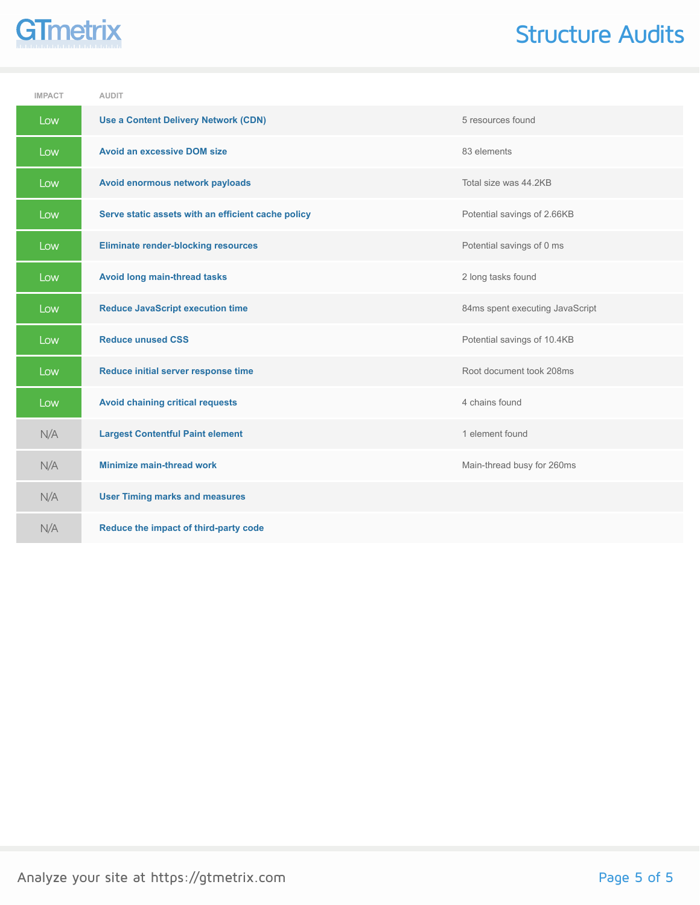# Structure Audits

| IMPACT | AUDIT | |
|---|---|---|
| Low | **Use a Content Delivery Network (CDN)** | 5 resources found |
| Low | **Avoid an excessive DOM size** | 83 elements |
| Low | **Avoid enormous network payloads** | Total size was 44.2KB |
| Low | **Serve static assets with an efficient cache policy** | Potential savings of 2.66KB |
| Low | **Eliminate render-blocking resources** | Potential savings of 0 ms |
| Low | **Avoid long main-thread tasks** | 2 long tasks found |
| Low | **Reduce JavaScript execution time** | 84ms spent executing JavaScript |
| Low | **Reduce unused CSS** | Potential savings of 10.4KB |
| Low | **Reduce initial server response time** | Root document took 208ms |
| Low | **Avoid chaining critical requests** | 4 chains found |
| N/A | **Largest Contentful Paint element** | 1 element found |
| N/A | **Minimize main-thread work** | Main-thread busy for 260ms |
| N/A | **User Timing marks and measures** | |
| N/A | **Reduce the impact of third-party code** | |

Analyze your site at https://gtmetrix.com